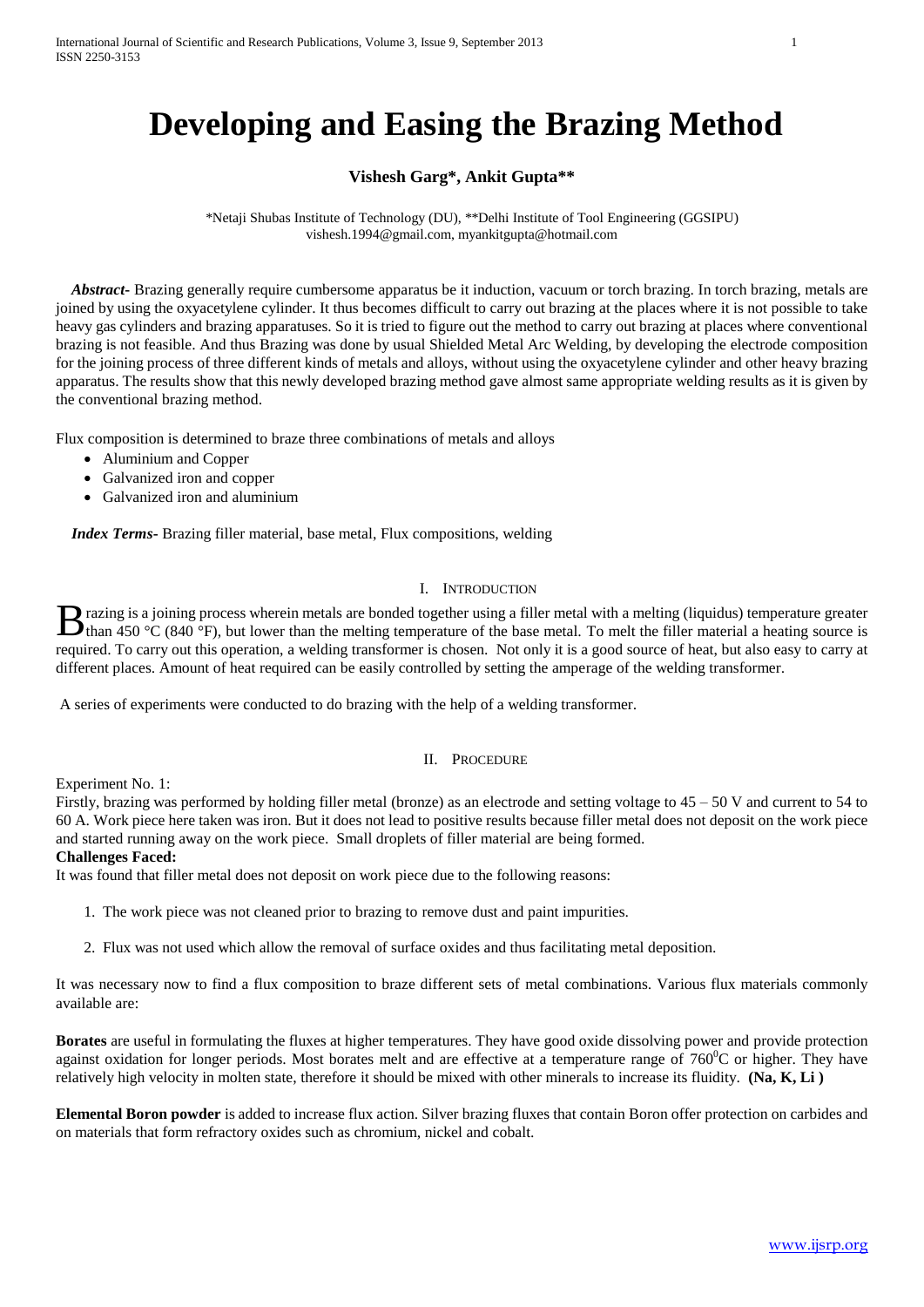# Developing and Easing the Brazing Method

**Vishesh Garg\*, Ankit Gupta\*\***

\*Netaji Shubas Institute of Technology (DU), \*\*Delhi Institute of Tool Engineering (GGSIPU)
vishesh.1994@gmail.com, myankitgupta@hotmail.com

***Abstract-*** Brazing generally require cumbersome apparatus be it induction, vacuum or torch brazing. In torch brazing, metals are joined by using the oxyacetylene cylinder. It thus becomes difficult to carry out brazing at the places where it is not possible to take heavy gas cylinders and brazing apparatuses. So it is tried to figure out the method to carry out brazing at places where conventional brazing is not feasible. And thus Brazing was done by usual Shielded Metal Arc Welding, by developing the electrode composition for the joining process of three different kinds of metals and alloys, without using the oxyacetylene cylinder and other heavy brazing apparatus. The results show that this newly developed brazing method gave almost same appropriate welding results as it is given by the conventional brazing method.

Flux composition is determined to braze three combinations of metals and alloys

- Aluminium and Copper
- Galvanized iron and copper
- Galvanized iron and aluminium

***Index Terms-*** Brazing filler material, base metal, Flux compositions, welding

## I. Introduction

Brazing is a joining process wherein metals are bonded together using a filler metal with a melting (liquidus) temperature greater than 450 °C (840 °F), but lower than the melting temperature of the base metal. To melt the filler material a heating source is required. To carry out this operation, a welding transformer is chosen. Not only it is a good source of heat, but also easy to carry at different places. Amount of heat required can be easily controlled by setting the amperage of the welding transformer.

A series of experiments were conducted to do brazing with the help of a welding transformer.

## II. Procedure

Experiment No. 1:

Firstly, brazing was performed by holding filler metal (bronze) as an electrode and setting voltage to 45 – 50 V and current to 54 to 60 A. Work piece here taken was iron. But it does not lead to positive results because filler metal does not deposit on the work piece and started running away on the work piece. Small droplets of filler material are being formed.

**Challenges Faced:**

It was found that filler metal does not deposit on work piece due to the following reasons:

1. The work piece was not cleaned prior to brazing to remove dust and paint impurities.
2. Flux was not used which allow the removal of surface oxides and thus facilitating metal deposition.

It was necessary now to find a flux composition to braze different sets of metal combinations. Various flux materials commonly available are:

**Borates** are useful in formulating the fluxes at higher temperatures. They have good oxide dissolving power and provide protection against oxidation for longer periods. Most borates melt and are effective at a temperature range of $760^0$C or higher. They have relatively high velocity in molten state, therefore it should be mixed with other minerals to increase its fluidity. **(Na, K, Li )**

**Elemental Boron powder** is added to increase flux action. Silver brazing fluxes that contain Boron offer protection on carbides and on materials that form refractory oxides such as chromium, nickel and cobalt.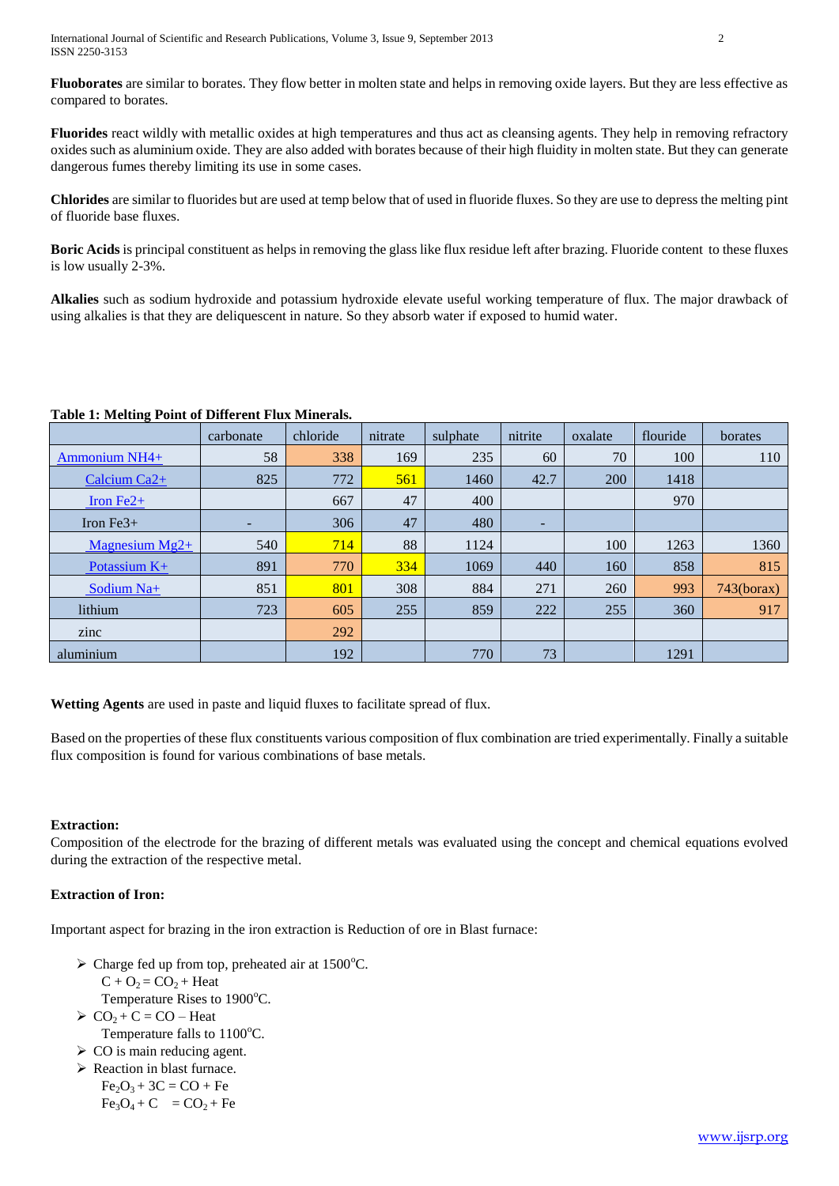**Fluoborates** are similar to borates. They flow better in molten state and helps in removing oxide layers. But they are less effective as compared to borates.

**Fluorides** react wildly with metallic oxides at high temperatures and thus act as cleansing agents. They help in removing refractory oxides such as aluminium oxide. They are also added with borates because of their high fluidity in molten state. But they can generate dangerous fumes thereby limiting its use in some cases.

**Chlorides** are similar to fluorides but are used at temp below that of used in fluoride fluxes. So they are use to depress the melting pint of fluoride base fluxes.

**Boric Acids** is principal constituent as helps in removing the glass like flux residue left after brazing. Fluoride content to these fluxes is low usually 2-3%.

**Alkalies** such as sodium hydroxide and potassium hydroxide elevate useful working temperature of flux. The major drawback of using alkalies is that they are deliquescent in nature. So they absorb water if exposed to humid water.

**Table 1: Melting Point of Different Flux Minerals.**

| | carbonate | chloride | nitrate | sulphate | nitrite | oxalate | flouride | borates |
|---|---|---|---|---|---|---|---|---|
| Ammonium NH4+ | 58 | 338 | 169 | 235 | 60 | 70 | 100 | 110 |
| Calcium Ca2+ | 825 | 772 | 561 | 1460 | 42.7 | 200 | 1418 | |
| Iron Fe2+ | | 667 | 47 | 400 | | | 970 | |
| Iron Fe3+ | - | 306 | 47 | 480 | - | | | |
| Magnesium Mg2+ | 540 | 714 | 88 | 1124 | | 100 | 1263 | 1360 |
| Potassium K+ | 891 | 770 | 334 | 1069 | 440 | 160 | 858 | 815 |
| Sodium Na+ | 851 | 801 | 308 | 884 | 271 | 260 | 993 | 743(borax) |
| lithium | 723 | 605 | 255 | 859 | 222 | 255 | 360 | 917 |
| zinc | | 292 | | | | | | |
| aluminium | | 192 | | 770 | 73 | | 1291 | |

**Wetting Agents** are used in paste and liquid fluxes to facilitate spread of flux.

Based on the properties of these flux constituents various composition of flux combination are tried experimentally. Finally a suitable flux composition is found for various combinations of base metals.

**Extraction:**

Composition of the electrode for the brazing of different metals was evaluated using the concept and chemical equations evolved during the extraction of the respective metal.

**Extraction of Iron:**

Important aspect for brazing in the iron extraction is Reduction of ore in Blast furnace:

- Charge fed up from top, preheated air at 1500°C.
  $C + O_2 = CO_2 + \text{Heat}$
  Temperature Rises to 1900°C.
- $CO_2 + C = CO - \text{Heat}$
  Temperature falls to 1100°C.
- CO is main reducing agent.
- Reaction in blast furnace.
  $Fe_2O_3 + 3C = CO + Fe$
  $Fe_3O_4 + C = CO_2 + Fe$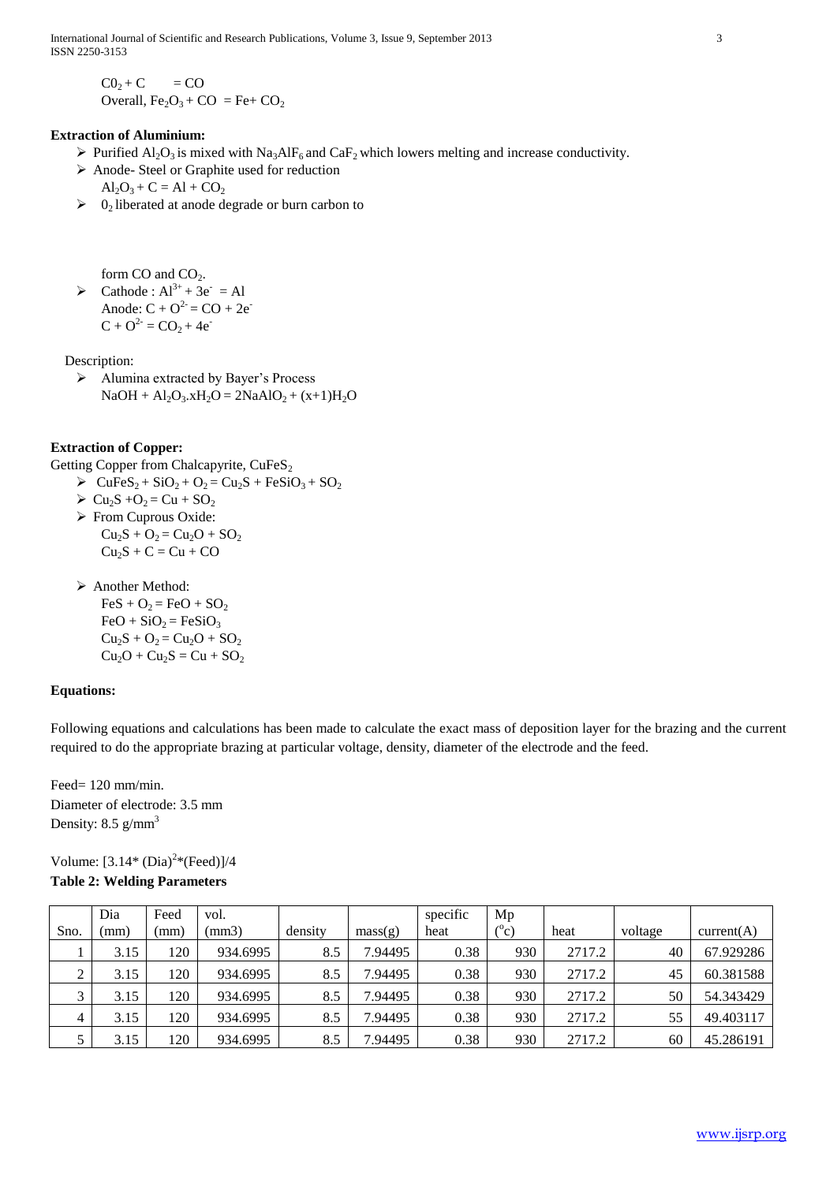$C0_2 + C \quad = CO$

Overall, $Fe_2O_3 + CO = Fe + CO_2$

**Extraction of Aluminium:**

- Purified $Al_2O_3$ is mixed with $Na_3AlF_6$ and $CaF_2$ which lowers melting and increase conductivity.
- Anode- Steel or Graphite used for reduction
  $Al_2O_3 + C = Al + CO_2$
- $0_2$ liberated at anode degrade or burn carbon to

  form CO and $CO_2$.
- Cathode : $Al^{3+} + 3e^- = Al$
  Anode: $C + O^{2-} = CO + 2e^-$
  $C + O^{2-} = CO_2 + 4e^-$

Description:

- Alumina extracted by Bayer's Process
  $NaOH + Al_2O_3.xH_2O = 2NaAlO_2 + (x+1)H_2O$

**Extraction of Copper:**

Getting Copper from Chalcapyrite, $CuFeS_2$

- $CuFeS_2 + SiO_2 + O_2 = Cu_2S + FeSiO_3 + SO_2$
- $Cu_2S + O_2 = Cu + SO_2$
- From Cuprous Oxide:
  $Cu_2S + O_2 = Cu_2O + SO_2$
  $Cu_2S + C = Cu + CO$
- Another Method:
  $FeS + O_2 = FeO + SO_2$
  $FeO + SiO_2 = FeSiO_3$
  $Cu_2S + O_2 = Cu_2O + SO_2$
  $Cu_2O + Cu_2S = Cu + SO_2$

**Equations:**

Following equations and calculations has been made to calculate the exact mass of deposition layer for the brazing and the current required to do the appropriate brazing at particular voltage, density, diameter of the electrode and the feed.

Feed= 120 mm/min.
Diameter of electrode: 3.5 mm
Density: 8.5 g/mm$^3$

Volume: $[3.14*(Dia)^2*(Feed)]/4$

**Table 2: Welding Parameters**

| Sno. | Dia (mm) | Feed (mm) | vol. (mm3) | density | mass(g) | specific heat | Mp ($^o$c) | heat | voltage | current(A) |
|---|---|---|---|---|---|---|---|---|---|---|
| 1 | 3.15 | 120 | 934.6995 | 8.5 | 7.94495 | 0.38 | 930 | 2717.2 | 40 | 67.929286 |
| 2 | 3.15 | 120 | 934.6995 | 8.5 | 7.94495 | 0.38 | 930 | 2717.2 | 45 | 60.381588 |
| 3 | 3.15 | 120 | 934.6995 | 8.5 | 7.94495 | 0.38 | 930 | 2717.2 | 50 | 54.343429 |
| 4 | 3.15 | 120 | 934.6995 | 8.5 | 7.94495 | 0.38 | 930 | 2717.2 | 55 | 49.403117 |
| 5 | 3.15 | 120 | 934.6995 | 8.5 | 7.94495 | 0.38 | 930 | 2717.2 | 60 | 45.286191 |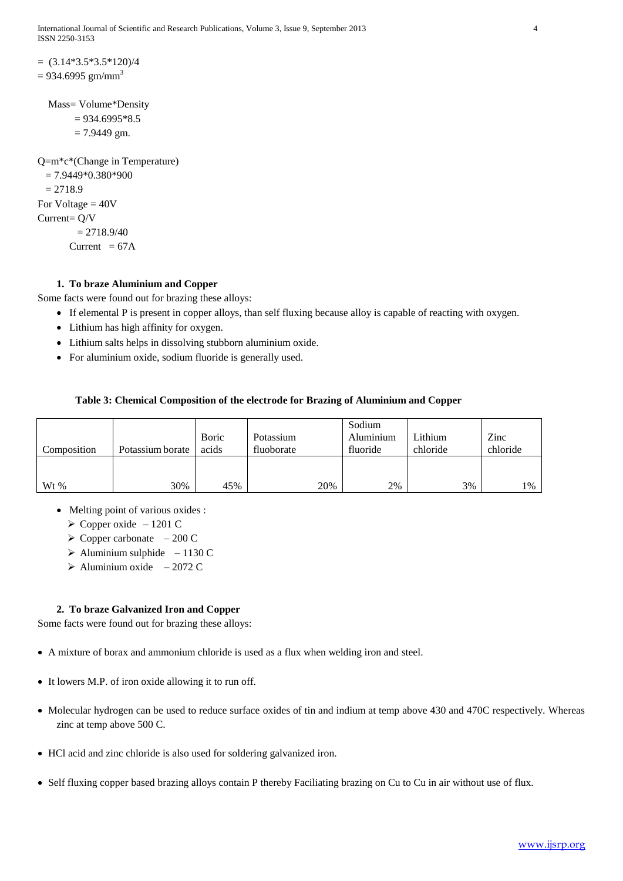$= (3.14*3.5*3.5*120)/4$
$= 934.6995$ gm/mm$^3$

Mass= Volume*Density
$= 934.6995*8.5$
$= 7.9449$ gm.

Q=m*c*(Change in Temperature)
$= 7.9449*0.380*900$
$= 2718.9$
For Voltage = 40V
Current= Q/V
$= 2718.9/40$
Current $= 67$A

### 1. To braze Aluminium and Copper

Some facts were found out for brazing these alloys:

- If elemental P is present in copper alloys, than self fluxing because alloy is capable of reacting with oxygen.
- Lithium has high affinity for oxygen.
- Lithium salts helps in dissolving stubborn aluminium oxide.
- For aluminium oxide, sodium fluoride is generally used.

**Table 3: Chemical Composition of the electrode for Brazing of Aluminium and Copper**

| Composition | Potassium borate | Boric acids | Potassium fluoborate | Sodium Aluminium fluoride | Lithium chloride | Zinc chloride |
|---|---|---|---|---|---|---|
| Wt % | 30% | 45% | 20% | 2% | 3% | 1% |

- Melting point of various oxides :
  - Copper oxide – 1201 C
  - Copper carbonate – 200 C
  - Aluminium sulphide – 1130 C
  - Aluminium oxide – 2072 C

### 2. To braze Galvanized Iron and Copper

Some facts were found out for brazing these alloys:

- A mixture of borax and ammonium chloride is used as a flux when welding iron and steel.
- It lowers M.P. of iron oxide allowing it to run off.
- Molecular hydrogen can be used to reduce surface oxides of tin and indium at temp above 430 and 470C respectively. Whereas zinc at temp above 500 C.
- HCl acid and zinc chloride is also used for soldering galvanized iron.
- Self fluxing copper based brazing alloys contain P thereby Faciliating brazing on Cu to Cu in air without use of flux.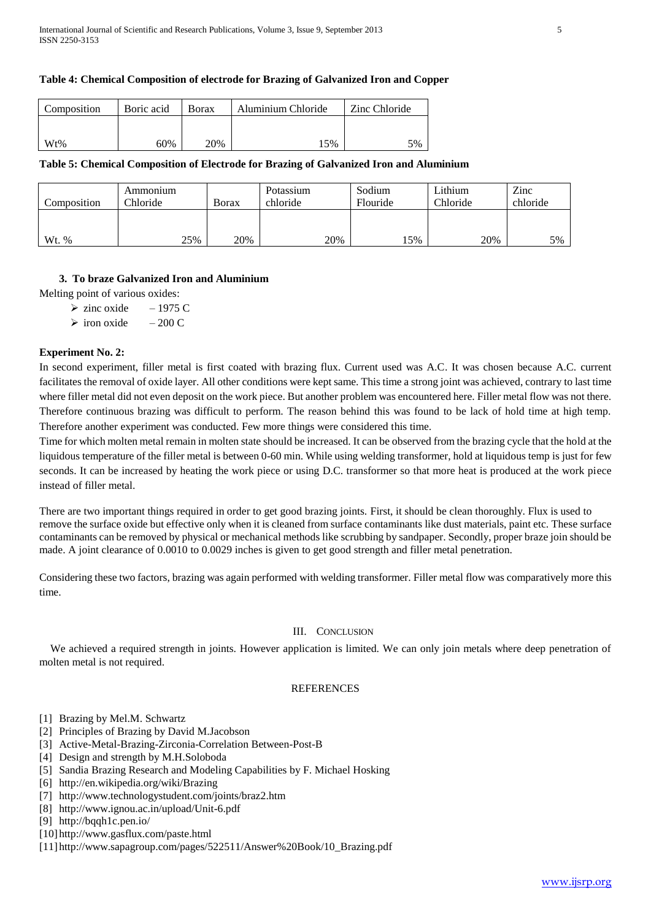**Table 4: Chemical Composition of electrode for Brazing of Galvanized Iron and Copper**

| Composition | Boric acid | Borax | Aluminium Chloride | Zinc Chloride |
|---|---|---|---|---|
| Wt% | 60% | 20% | 15% | 5% |

**Table 5: Chemical Composition of Electrode for Brazing of Galvanized Iron and Aluminium**

| Composition | Ammonium Chloride | Borax | Potassium chloride | Sodium Flouride | Lithium Chloride | Zinc chloride |
|---|---|---|---|---|---|---|
| Wt. % | 25% | 20% | 20% | 15% | 20% | 5% |

### 3. To braze Galvanized Iron and Aluminium

Melting point of various oxides:

- zinc oxide – 1975 C
- iron oxide – 200 C

**Experiment No. 2:**

In second experiment, filler metal is first coated with brazing flux. Current used was A.C. It was chosen because A.C. current facilitates the removal of oxide layer. All other conditions were kept same. This time a strong joint was achieved, contrary to last time where filler metal did not even deposit on the work piece. But another problem was encountered here. Filler metal flow was not there. Therefore continuous brazing was difficult to perform. The reason behind this was found to be lack of hold time at high temp. Therefore another experiment was conducted. Few more things were considered this time.

Time for which molten metal remain in molten state should be increased. It can be observed from the brazing cycle that the hold at the liquidous temperature of the filler metal is between 0-60 min. While using welding transformer, hold at liquidous temp is just for few seconds. It can be increased by heating the work piece or using D.C. transformer so that more heat is produced at the work piece instead of filler metal.

There are two important things required in order to get good brazing joints. First, it should be clean thoroughly. Flux is used to remove the surface oxide but effective only when it is cleaned from surface contaminants like dust materials, paint etc. These surface contaminants can be removed by physical or mechanical methods like scrubbing by sandpaper. Secondly, proper braze join should be made. A joint clearance of 0.0010 to 0.0029 inches is given to get good strength and filler metal penetration.

Considering these two factors, brazing was again performed with welding transformer. Filler metal flow was comparatively more this time.

## III. Conclusion

We achieved a required strength in joints. However application is limited. We can only join metals where deep penetration of molten metal is not required.

## REFERENCES

[1] Brazing by Mel.M. Schwartz
[2] Principles of Brazing by David M.Jacobson
[3] Active-Metal-Brazing-Zirconia-Correlation Between-Post-B
[4] Design and strength by M.H.Soloboda
[5] Sandia Brazing Research and Modeling Capabilities by F. Michael Hosking
[6] http://en.wikipedia.org/wiki/Brazing
[7] http://www.technologystudent.com/joints/braz2.htm
[8] http://www.ignou.ac.in/upload/Unit-6.pdf
[9] http://bqqh1c.pen.io/
[10] http://www.gasflux.com/paste.html
[11] http://www.sapagroup.com/pages/522511/Answer%20Book/10_Brazing.pdf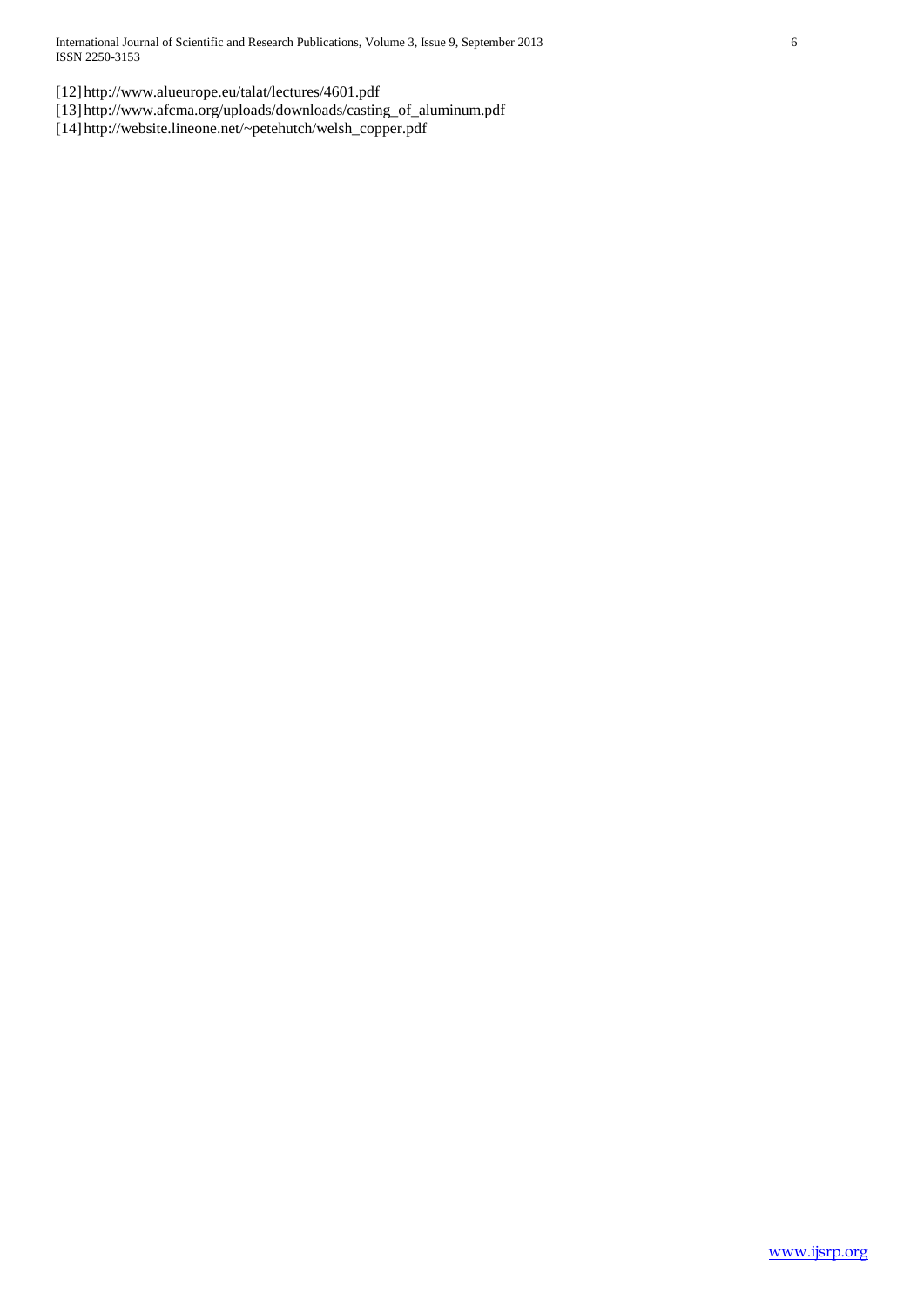[12] http://www.alueurope.eu/talat/lectures/4601.pdf

[13] http://www.afcma.org/uploads/downloads/casting_of_aluminum.pdf

[14] http://website.lineone.net/~petehutch/welsh_copper.pdf